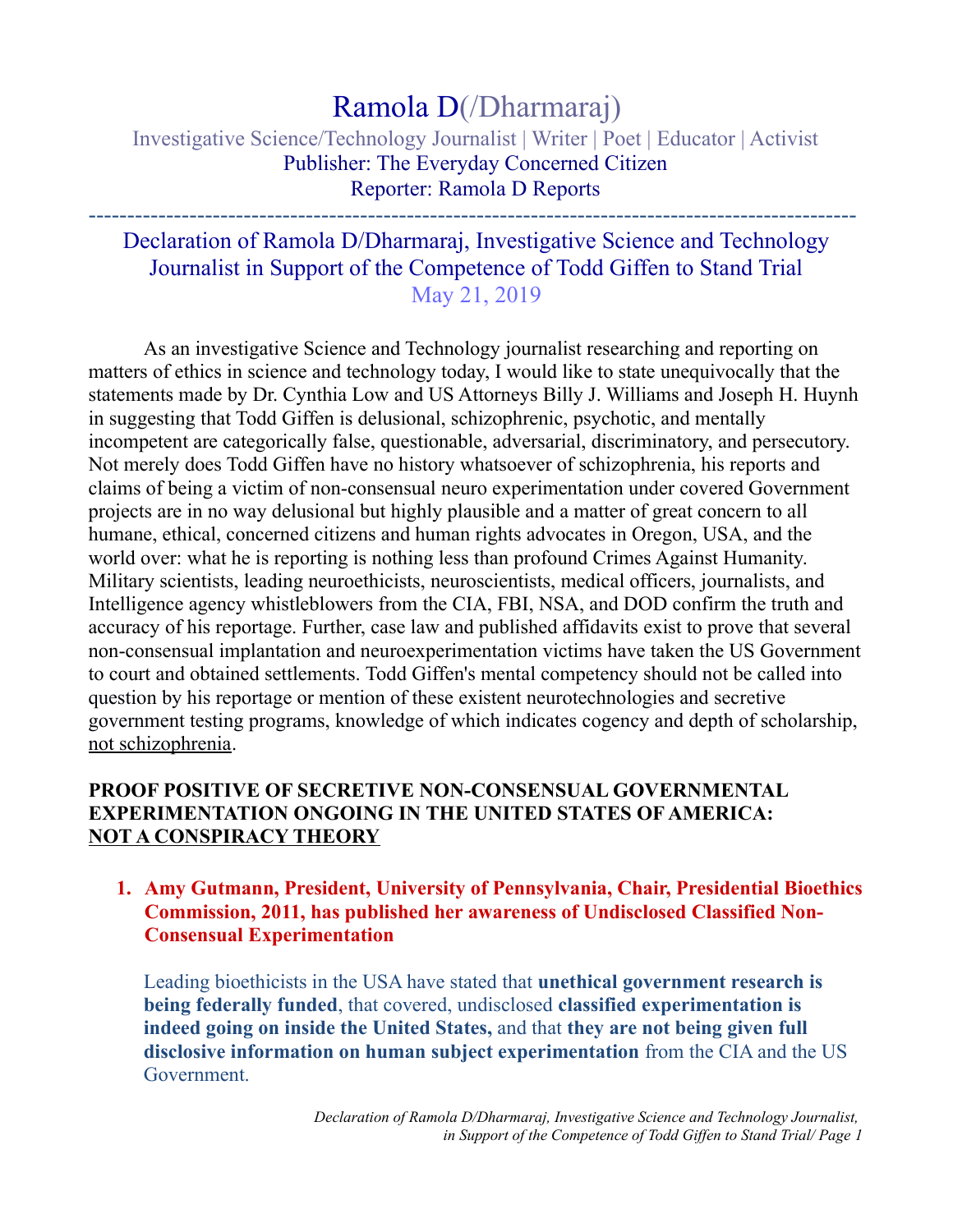# Ramola D(/Dharmaraj)

Investigative Science/Technology Journalist | Writer | Poet | Educator | Activist
Publisher: The Everyday Concerned Citizen
Reporter: Ramola D Reports

---

## Declaration of Ramola D/Dharmaraj, Investigative Science and Technology Journalist in Support of the Competence of Todd Giffen to Stand Trial

May 21, 2019

As an investigative Science and Technology journalist researching and reporting on matters of ethics in science and technology today, I would like to state unequivocally that the statements made by Dr. Cynthia Low and US Attorneys Billy J. Williams and Joseph H. Huynh in suggesting that Todd Giffen is delusional, schizophrenic, psychotic, and mentally incompetent are categorically false, questionable, adversarial, discriminatory, and persecutory. Not merely does Todd Giffen have no history whatsoever of schizophrenia, his reports and claims of being a victim of non-consensual neuro experimentation under covered Government projects are in no way delusional but highly plausible and a matter of great concern to all humane, ethical, concerned citizens and human rights advocates in Oregon, USA, and the world over: what he is reporting is nothing less than profound Crimes Against Humanity. Military scientists, leading neuroethicists, neuroscientists, medical officers, journalists, and Intelligence agency whistleblowers from the CIA, FBI, NSA, and DOD confirm the truth and accuracy of his reportage. Further, case law and published affidavits exist to prove that several non-consensual implantation and neuroexperimentation victims have taken the US Government to court and obtained settlements. Todd Giffen's mental competency should not be called into question by his reportage or mention of these existent neurotechnologies and secretive government testing programs, knowledge of which indicates cogency and depth of scholarship, <u>not schizophrenia</u>.

### PROOF POSITIVE OF SECRETIVE NON-CONSENSUAL GOVERNMENTAL EXPERIMENTATION ONGOING IN THE UNITED STATES OF AMERICA: <u>NOT A CONSPIRACY THEORY</u>

1. **Amy Gutmann, President, University of Pennsylvania, Chair, Presidential Bioethics Commission, 2011, has published her awareness of Undisclosed Classified Non-Consensual Experimentation**

   Leading bioethicists in the USA have stated that **unethical government research is being federally funded**, that covered, undisclosed **classified experimentation is indeed going on inside the United States,** and that **they are not being given full disclosive information on human subject experimentation** from the CIA and the US Government.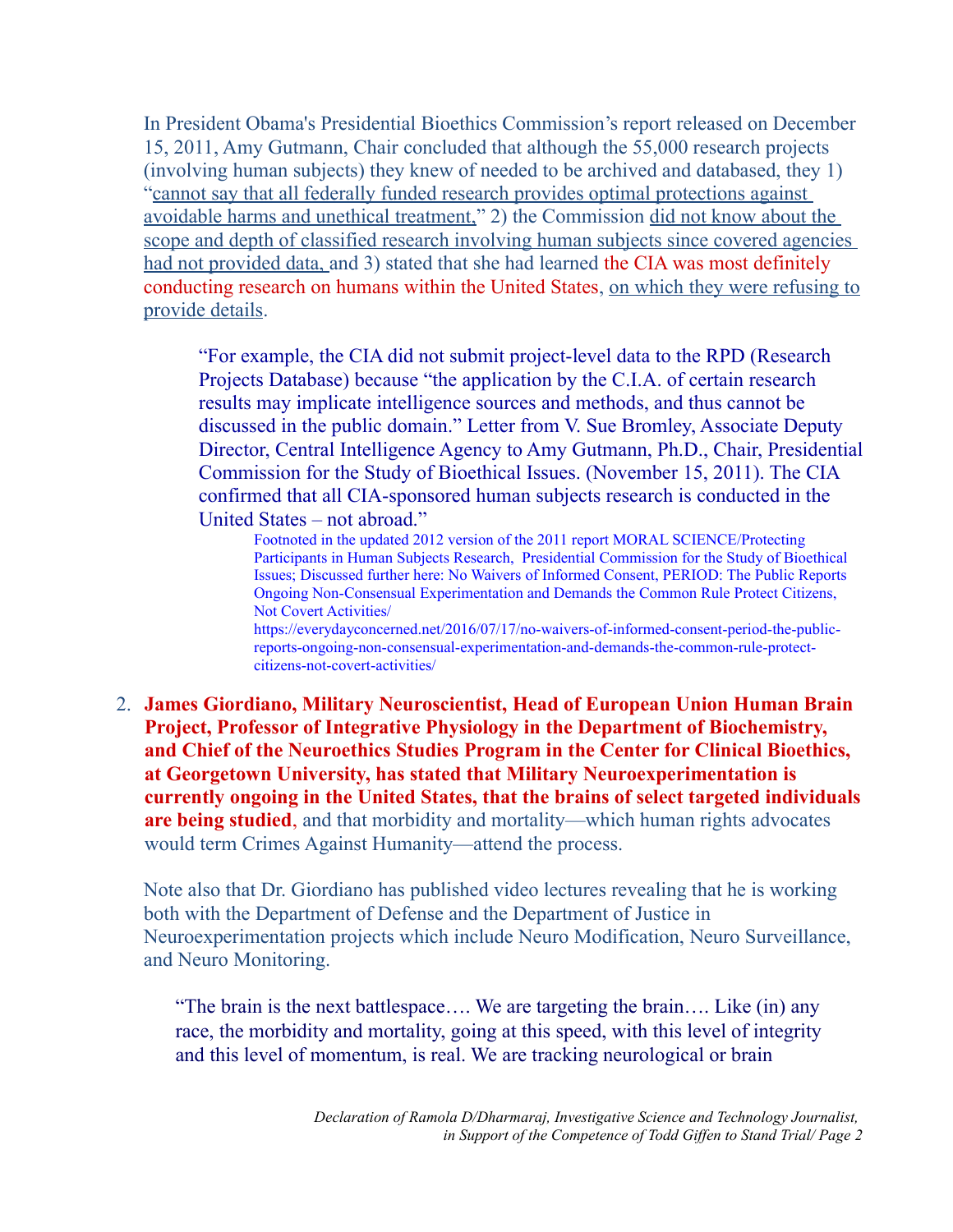In President Obama's Presidential Bioethics Commission's report released on December 15, 2011, Amy Gutmann, Chair concluded that although the 55,000 research projects (involving human subjects) they knew of needed to be archived and databased, they 1) "cannot say that all federally funded research provides optimal protections against avoidable harms and unethical treatment," 2) the Commission did not know about the scope and depth of classified research involving human subjects since covered agencies had not provided data, and 3) stated that she had learned the CIA was most definitely conducting research on humans within the United States, on which they were refusing to provide details.

> "For example, the CIA did not submit project-level data to the RPD (Research Projects Database) because "the application by the C.I.A. of certain research results may implicate intelligence sources and methods, and thus cannot be discussed in the public domain." Letter from V. Sue Bromley, Associate Deputy Director, Central Intelligence Agency to Amy Gutmann, Ph.D., Chair, Presidential Commission for the Study of Bioethical Issues. (November 15, 2011). The CIA confirmed that all CIA-sponsored human subjects research is conducted in the United States – not abroad."
>
> Footnoted in the updated 2012 version of the 2011 report MORAL SCIENCE/Protecting Participants in Human Subjects Research, Presidential Commission for the Study of Bioethical Issues; Discussed further here: No Waivers of Informed Consent, PERIOD: The Public Reports Ongoing Non-Consensual Experimentation and Demands the Common Rule Protect Citizens, Not Covert Activities/
> https://everydayconcerned.net/2016/07/17/no-waivers-of-informed-consent-period-the-public-reports-ongoing-non-consensual-experimentation-and-demands-the-common-rule-protect-citizens-not-covert-activities/

2. **James Giordiano, Military Neuroscientist, Head of European Union Human Brain Project, Professor of Integrative Physiology in the Department of Biochemistry, and Chief of the Neuroethics Studies Program in the Center for Clinical Bioethics, at Georgetown University, has stated that Military Neuroexperimentation is currently ongoing in the United States, that the brains of select targeted individuals are being studied**, and that morbidity and mortality—which human rights advocates would term Crimes Against Humanity—attend the process.

   Note also that Dr. Giordiano has published video lectures revealing that he is working both with the Department of Defense and the Department of Justice in Neuroexperimentation projects which include Neuro Modification, Neuro Surveillance, and Neuro Monitoring.

   > "The brain is the next battlespace…. We are targeting the brain…. Like (in) any race, the morbidity and mortality, going at this speed, with this level of integrity and this level of momentum, is real. We are tracking neurological or brain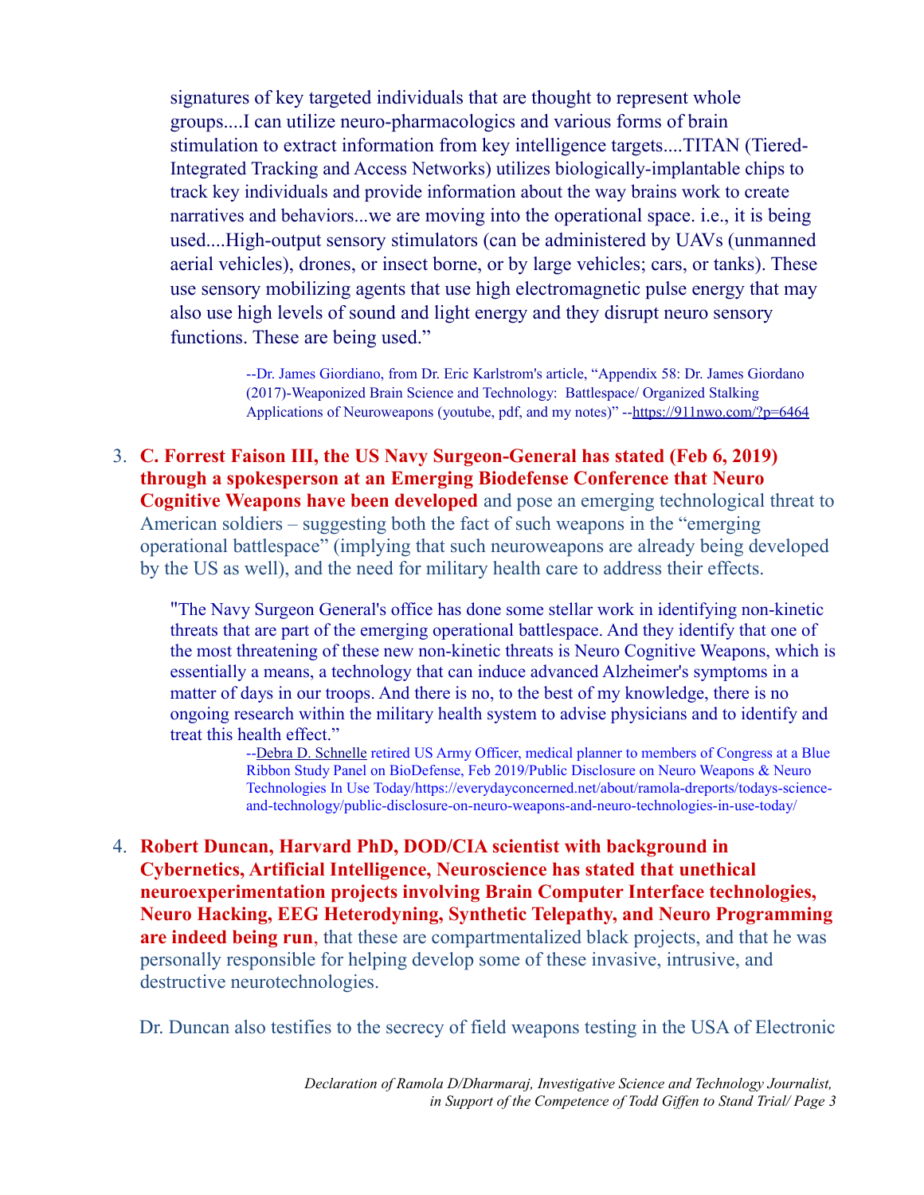signatures of key targeted individuals that are thought to represent whole groups....I can utilize neuro-pharmacologics and various forms of brain stimulation to extract information from key intelligence targets....TITAN (Tiered-Integrated Tracking and Access Networks) utilizes biologically-implantable chips to track key individuals and provide information about the way brains work to create narratives and behaviors...we are moving into the operational space. i.e., it is being used....High-output sensory stimulators (can be administered by UAVs (unmanned aerial vehicles), drones, or insect borne, or by large vehicles; cars, or tanks). These use sensory mobilizing agents that use high electromagnetic pulse energy that may also use high levels of sound and light energy and they disrupt neuro sensory functions. These are being used."

> --Dr. James Giordiano, from Dr. Eric Karlstrom's article, "Appendix 58: Dr. James Giordano (2017)-Weaponized Brain Science and Technology: Battlespace/ Organized Stalking Applications of Neuroweapons (youtube, pdf, and my notes)" --https://911nwo.com/?p=6464

3. **C. Forrest Faison III, the US Navy Surgeon-General has stated (Feb 6, 2019) through a spokesperson at an Emerging Biodefense Conference that Neuro Cognitive Weapons have been developed** and pose an emerging technological threat to American soldiers – suggesting both the fact of such weapons in the "emerging operational battlespace" (implying that such neuroweapons are already being developed by the US as well), and the need for military health care to address their effects.

"The Navy Surgeon General's office has done some stellar work in identifying non-kinetic threats that are part of the emerging operational battlespace. And they identify that one of the most threatening of these new non-kinetic threats is Neuro Cognitive Weapons, which is essentially a means, a technology that can induce advanced Alzheimer's symptoms in a matter of days in our troops. And there is no, to the best of my knowledge, there is no ongoing research within the military health system to advise physicians and to identify and treat this health effect."

> --Debra D. Schnelle retired US Army Officer, medical planner to members of Congress at a Blue Ribbon Study Panel on BioDefense, Feb 2019/Public Disclosure on Neuro Weapons & Neuro Technologies In Use Today/https://everydayconcerned.net/about/ramola-dreports/todays-science-and-technology/public-disclosure-on-neuro-weapons-and-neuro-technologies-in-use-today/

4. **Robert Duncan, Harvard PhD, DOD/CIA scientist with background in Cybernetics, Artificial Intelligence, Neuroscience has stated that unethical neuroexperimentation projects involving Brain Computer Interface technologies, Neuro Hacking, EEG Heterodyning, Synthetic Telepathy, and Neuro Programming are indeed being run**, that these are compartmentalized black projects, and that he was personally responsible for helping develop some of these invasive, intrusive, and destructive neurotechnologies.

Dr. Duncan also testifies to the secrecy of field weapons testing in the USA of Electronic

*Declaration of Ramola D/Dharmaraj, Investigative Science and Technology Journalist, in Support of the Competence of Todd Giffen to Stand Trial/ Page 3*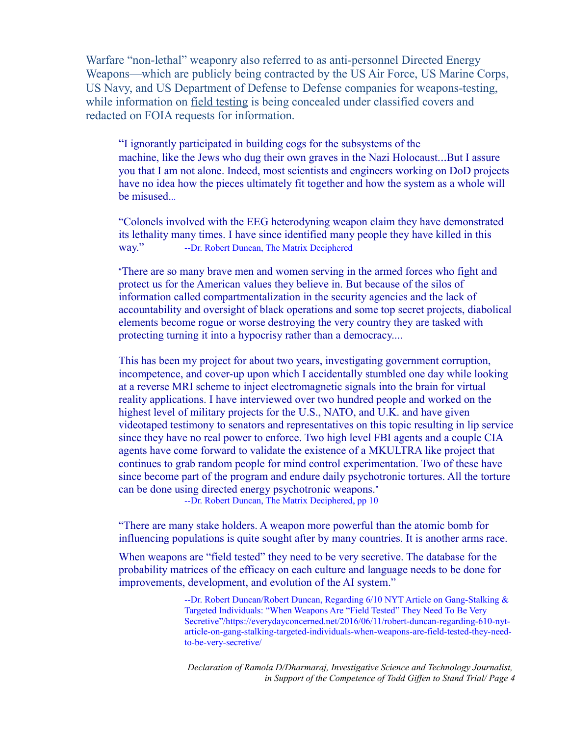Warfare "non-lethal" weaponry also referred to as anti-personnel Directed Energy Weapons—which are publicly being contracted by the US Air Force, US Marine Corps, US Navy, and US Department of Defense to Defense companies for weapons-testing, while information on field testing is being concealed under classified covers and redacted on FOIA requests for information.

> "I ignorantly participated in building cogs for the subsystems of the machine, like the Jews who dug their own graves in the Nazi Holocaust...But I assure you that I am not alone. Indeed, most scientists and engineers working on DoD projects have no idea how the pieces ultimately fit together and how the system as a whole will be misused...
>
> "Colonels involved with the EEG heterodyning weapon claim they have demonstrated its lethality many times. I have since identified many people they have killed in this way." --Dr. Robert Duncan, The Matrix Deciphered

> "There are so many brave men and women serving in the armed forces who fight and protect us for the American values they believe in. But because of the silos of information called compartmentalization in the security agencies and the lack of accountability and oversight of black operations and some top secret projects, diabolical elements become rogue or worse destroying the very country they are tasked with protecting turning it into a hypocrisy rather than a democracy....
>
> This has been my project for about two years, investigating government corruption, incompetence, and cover-up upon which I accidentally stumbled one day while looking at a reverse MRI scheme to inject electromagnetic signals into the brain for virtual reality applications. I have interviewed over two hundred people and worked on the highest level of military projects for the U.S., NATO, and U.K. and have given videotaped testimony to senators and representatives on this topic resulting in lip service since they have no real power to enforce. Two high level FBI agents and a couple CIA agents have come forward to validate the existence of a MKULTRA like project that continues to grab random people for mind control experimentation. Two of these have since become part of the program and endure daily psychotronic tortures. All the torture can be done using directed energy psychotronic weapons."
>
> --Dr. Robert Duncan, The Matrix Deciphered, pp 10

> "There are many stake holders. A weapon more powerful than the atomic bomb for influencing populations is quite sought after by many countries. It is another arms race.
>
> When weapons are "field tested" they need to be very secretive. The database for the probability matrices of the efficacy on each culture and language needs to be done for improvements, development, and evolution of the AI system."
>
> --Dr. Robert Duncan/Robert Duncan, Regarding 6/10 NYT Article on Gang-Stalking & Targeted Individuals: "When Weapons Are "Field Tested" They Need To Be Very Secretive"/https://everydayconcerned.net/2016/06/11/robert-duncan-regarding-610-nyt-article-on-gang-stalking-targeted-individuals-when-weapons-are-field-tested-they-need-to-be-very-secretive/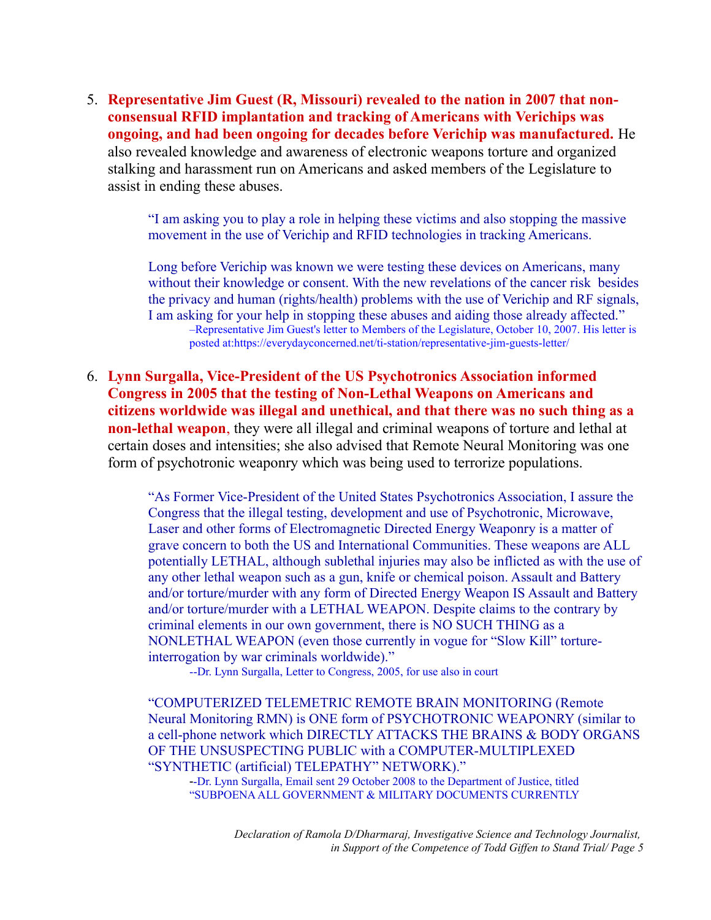5. **Representative Jim Guest (R, Missouri) revealed to the nation in 2007 that non-consensual RFID implantation and tracking of Americans with Verichips was ongoing, and had been ongoing for decades before Verichip was manufactured.** He also revealed knowledge and awareness of electronic weapons torture and organized stalking and harassment run on Americans and asked members of the Legislature to assist in ending these abuses.

    > "I am asking you to play a role in helping these victims and also stopping the massive movement in the use of Verichip and RFID technologies in tracking Americans.
    >
    > Long before Verichip was known we were testing these devices on Americans, many without their knowledge or consent. With the new revelations of the cancer risk besides the privacy and human (rights/health) problems with the use of Verichip and RF signals, I am asking for your help in stopping these abuses and aiding those already affected."
    >
    > –Representative Jim Guest's letter to Members of the Legislature, October 10, 2007. His letter is posted at:https://everydayconcerned.net/ti-station/representative-jim-guests-letter/

6. **Lynn Surgalla, Vice-President of the US Psychotronics Association informed Congress in 2005 that the testing of Non-Lethal Weapons on Americans and citizens worldwide was illegal and unethical, and that there was no such thing as a non-lethal weapon**, they were all illegal and criminal weapons of torture and lethal at certain doses and intensities; she also advised that Remote Neural Monitoring was one form of psychotronic weaponry which was being used to terrorize populations.

    > "As Former Vice-President of the United States Psychotronics Association, I assure the Congress that the illegal testing, development and use of Psychotronic, Microwave, Laser and other forms of Electromagnetic Directed Energy Weaponry is a matter of grave concern to both the US and International Communities. These weapons are ALL potentially LETHAL, although sublethal injuries may also be inflicted as with the use of any other lethal weapon such as a gun, knife or chemical poison. Assault and Battery and/or torture/murder with any form of Directed Energy Weapon IS Assault and Battery and/or torture/murder with a LETHAL WEAPON. Despite claims to the contrary by criminal elements in our own government, there is NO SUCH THING as a NONLETHAL WEAPON (even those currently in vogue for "Slow Kill" torture-interrogation by war criminals worldwide)."
    >
    > --Dr. Lynn Surgalla, Letter to Congress, 2005, for use also in court
    >
    > "COMPUTERIZED TELEMETRIC REMOTE BRAIN MONITORING (Remote Neural Monitoring RMN) is ONE form of PSYCHOTRONIC WEAPONRY (similar to a cell-phone network which DIRECTLY ATTACKS THE BRAINS & BODY ORGANS OF THE UNSUSPECTING PUBLIC with a COMPUTER-MULTIPLEXED "SYNTHETIC (artificial) TELEPATHY" NETWORK)."
    >
    > --Dr. Lynn Surgalla, Email sent 29 October 2008 to the Department of Justice, titled "SUBPOENA ALL GOVERNMENT & MILITARY DOCUMENTS CURRENTLY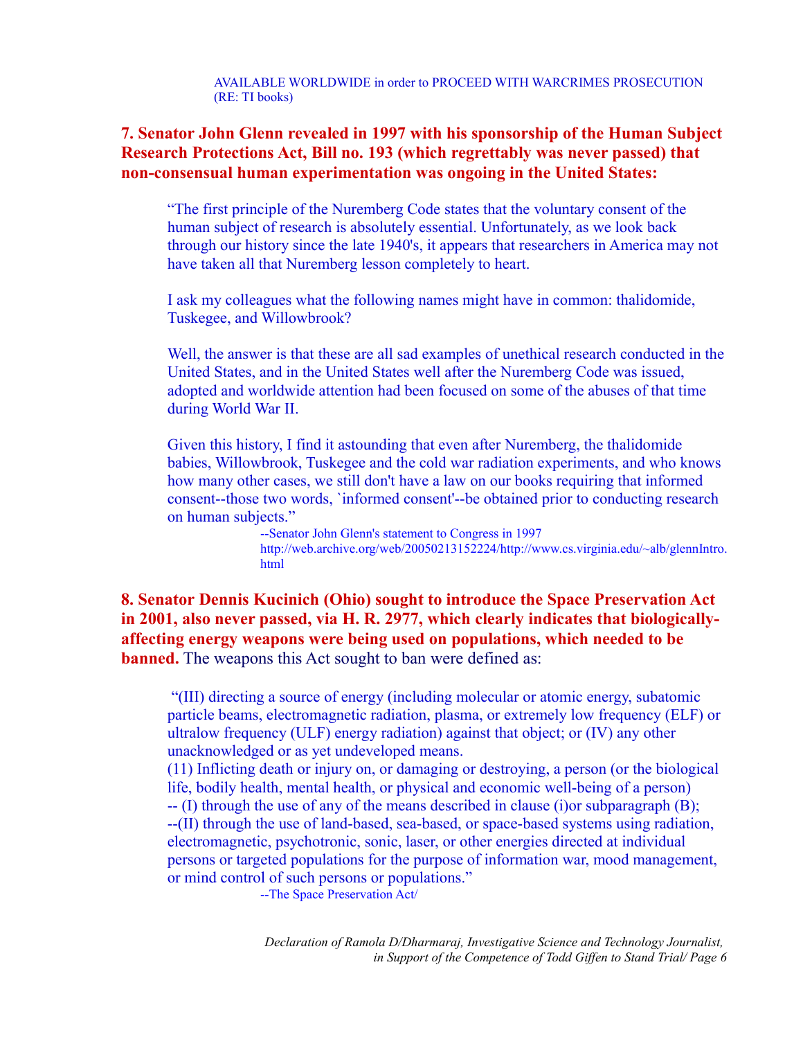AVAILABLE WORLDWIDE in order to PROCEED WITH WARCRIMES PROSECUTION (RE: TI books)

**7. Senator John Glenn revealed in 1997 with his sponsorship of the Human Subject Research Protections Act, Bill no. 193 (which regrettably was never passed) that non-consensual human experimentation was ongoing in the United States:**

> "The first principle of the Nuremberg Code states that the voluntary consent of the human subject of research is absolutely essential. Unfortunately, as we look back through our history since the late 1940's, it appears that researchers in America may not have taken all that Nuremberg lesson completely to heart.
>
> I ask my colleagues what the following names might have in common: thalidomide, Tuskegee, and Willowbrook?
>
> Well, the answer is that these are all sad examples of unethical research conducted in the United States, and in the United States well after the Nuremberg Code was issued, adopted and worldwide attention had been focused on some of the abuses of that time during World War II.
>
> Given this history, I find it astounding that even after Nuremberg, the thalidomide babies, Willowbrook, Tuskegee and the cold war radiation experiments, and who knows how many other cases, we still don't have a law on our books requiring that informed consent--those two words, `informed consent'--be obtained prior to conducting research on human subjects."
>
> --Senator John Glenn's statement to Congress in 1997
> http://web.archive.org/web/20050213152224/http://www.cs.virginia.edu/~alb/glennIntro.html

**8. Senator Dennis Kucinich (Ohio) sought to introduce the Space Preservation Act in 2001, also never passed, via H. R. 2977, which clearly indicates that biologically-affecting energy weapons were being used on populations, which needed to be banned.** The weapons this Act sought to ban were defined as:

> "(III) directing a source of energy (including molecular or atomic energy, subatomic particle beams, electromagnetic radiation, plasma, or extremely low frequency (ELF) or ultralow frequency (ULF) energy radiation) against that object; or (IV) any other unacknowledged or as yet undeveloped means.
> (11) Inflicting death or injury on, or damaging or destroying, a person (or the biological life, bodily health, mental health, or physical and economic well-being of a person)
> -- (I) through the use of any of the means described in clause (i)or subparagraph (B);
> --(II) through the use of land-based, sea-based, or space-based systems using radiation, electromagnetic, psychotronic, sonic, laser, or other energies directed at individual persons or targeted populations for the purpose of information war, mood management, or mind control of such persons or populations."
>
> --The Space Preservation Act/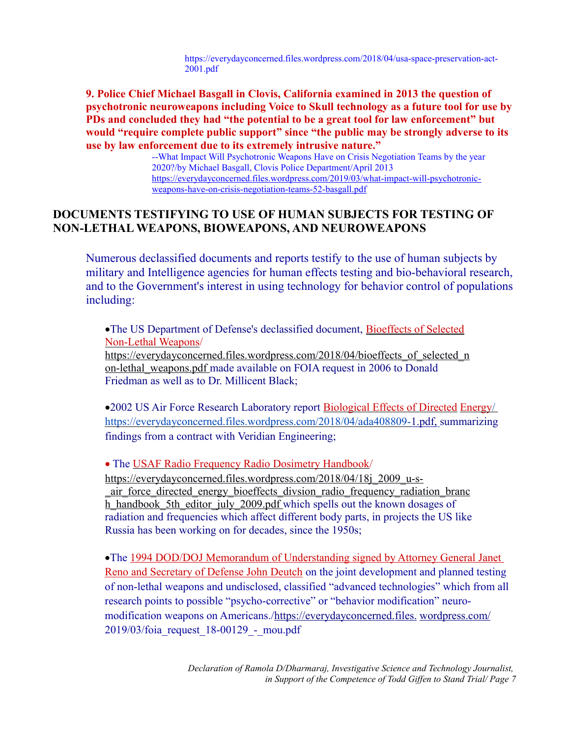https://everydayconcerned.files.wordpress.com/2018/04/usa-space-preservation-act-2001.pdf

**9. Police Chief Michael Basgall in Clovis, California examined in 2013 the question of psychotronic neuroweapons including Voice to Skull technology as a future tool for use by PDs and concluded they had “the potential to be a great tool for law enforcement” but would “require complete public support” since “the public may be strongly adverse to its use by law enforcement due to its extremely intrusive nature.”**

--What Impact Will Psychotronic Weapons Have on Crisis Negotiation Teams by the year 2020?/by Michael Basgall, Clovis Police Department/April 2013
https://everydayconcerned.files.wordpress.com/2019/03/what-impact-will-psychotronic-weapons-have-on-crisis-negotiation-teams-52-basgall.pdf

## DOCUMENTS TESTIFYING TO USE OF HUMAN SUBJECTS FOR TESTING OF NON-LETHAL WEAPONS, BIOWEAPONS, AND NEUROWEAPONS

Numerous declassified documents and reports testify to the use of human subjects by military and Intelligence agencies for human effects testing and bio-behavioral research, and to the Government's interest in using technology for behavior control of populations including:

- The US Department of Defense's declassified document, Bioeffects of Selected Non-Lethal Weapons/ https://everydayconcerned.files.wordpress.com/2018/04/bioeffects_of_selected_non-lethal_weapons.pdf made available on FOIA request in 2006 to Donald Friedman as well as to Dr. Millicent Black;

- 2002 US Air Force Research Laboratory report Biological Effects of Directed Energy/ https://everydayconcerned.files.wordpress.com/2018/04/ada408809-1.pdf, summarizing findings from a contract with Veridian Engineering;

- The USAF Radio Frequency Radio Dosimetry Handbook/ https://everydayconcerned.files.wordpress.com/2018/04/18j_2009_u-s-_air_force_directed_energy_bioeffects_divsion_radio_frequency_radiation_branch_handbook_5th_editor_july_2009.pdf which spells out the known dosages of radiation and frequencies which affect different body parts, in projects the US like Russia has been working on for decades, since the 1950s;

- The 1994 DOD/DOJ Memorandum of Understanding signed by Attorney General Janet Reno and Secretary of Defense John Deutch on the joint development and planned testing of non-lethal weapons and undisclosed, classified “advanced technologies” which from all research points to possible “psycho-corrective” or “behavior modification” neuro-modification weapons on Americans./https://everydayconcerned.files. wordpress.com/ 2019/03/foia_request_18-00129_-_mou.pdf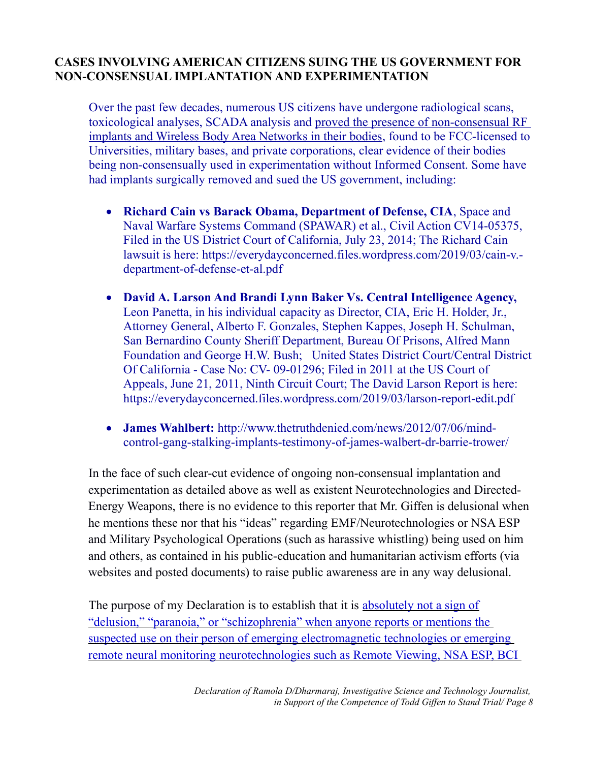**CASES INVOLVING AMERICAN CITIZENS SUING THE US GOVERNMENT FOR NON-CONSENSUAL IMPLANTATION AND EXPERIMENTATION**

> Over the past few decades, numerous US citizens have undergone radiological scans, toxicological analyses, SCADA analysis and proved the presence of non-consensual RF implants and Wireless Body Area Networks in their bodies, found to be FCC-licensed to Universities, military bases, and private corporations, clear evidence of their bodies being non-consensually used in experimentation without Informed Consent. Some have had implants surgically removed and sued the US government, including:
>
> - **Richard Cain vs Barack Obama, Department of Defense, CIA**, Space and Naval Warfare Systems Command (SPAWAR) et al., Civil Action CV14-05375, Filed in the US District Court of California, July 23, 2014; The Richard Cain lawsuit is here: https://everydayconcerned.files.wordpress.com/2019/03/cain-v.-department-of-defense-et-al.pdf
> - **David A. Larson And Brandi Lynn Baker Vs. Central Intelligence Agency,** Leon Panetta, in his individual capacity as Director, CIA, Eric H. Holder, Jr., Attorney General, Alberto F. Gonzales, Stephen Kappes, Joseph H. Schulman, San Bernardino County Sheriff Department, Bureau Of Prisons, Alfred Mann Foundation and George H.W. Bush; United States District Court/Central District Of California - Case No: CV- 09-01296; Filed in 2011 at the US Court of Appeals, June 21, 2011, Ninth Circuit Court; The David Larson Report is here: https://everydayconcerned.files.wordpress.com/2019/03/larson-report-edit.pdf
> - **James Wahlbert:** http://www.thetruthdenied.com/news/2012/07/06/mind-control-gang-stalking-implants-testimony-of-james-walbert-dr-barrie-trower/

In the face of such clear-cut evidence of ongoing non-consensual implantation and experimentation as detailed above as well as existent Neurotechnologies and Directed-Energy Weapons, there is no evidence to this reporter that Mr. Giffen is delusional when he mentions these nor that his "ideas" regarding EMF/Neurotechnologies or NSA ESP and Military Psychological Operations (such as harassive whistling) being used on him and others, as contained in his public-education and humanitarian activism efforts (via websites and posted documents) to raise public awareness are in any way delusional.

The purpose of my Declaration is to establish that it is absolutely not a sign of "delusion," "paranoia," or "schizophrenia" when anyone reports or mentions the suspected use on their person of emerging electromagnetic technologies or emerging remote neural monitoring neurotechnologies such as Remote Viewing, NSA ESP, BCI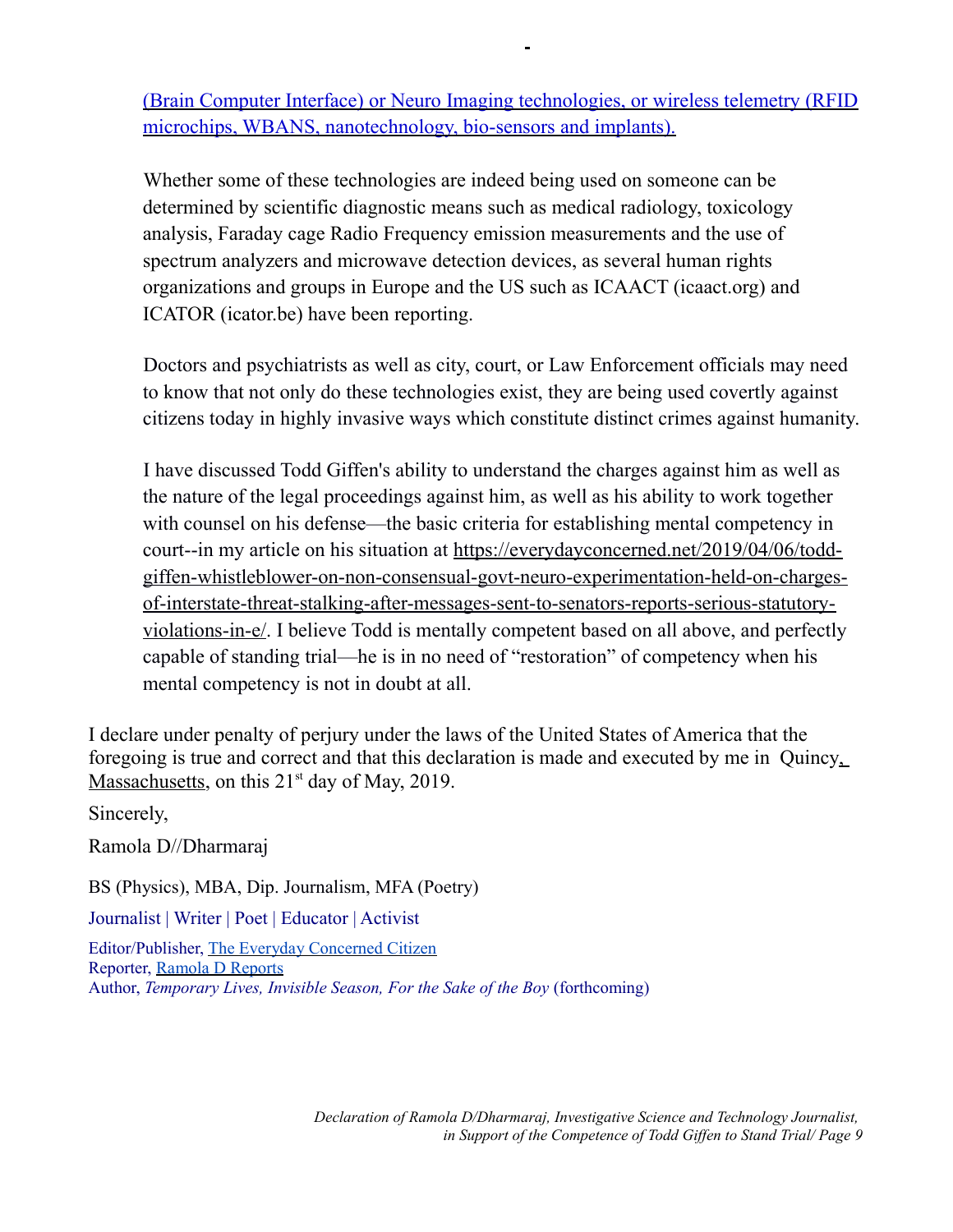(Brain Computer Interface) or Neuro Imaging technologies, or wireless telemetry (RFID microchips, WBANS, nanotechnology, bio-sensors and implants).

Whether some of these technologies are indeed being used on someone can be determined by scientific diagnostic means such as medical radiology, toxicology analysis, Faraday cage Radio Frequency emission measurements and the use of spectrum analyzers and microwave detection devices, as several human rights organizations and groups in Europe and the US such as ICAACT (icaact.org) and ICATOR (icator.be) have been reporting.

Doctors and psychiatrists as well as city, court, or Law Enforcement officials may need to know that not only do these technologies exist, they are being used covertly against citizens today in highly invasive ways which constitute distinct crimes against humanity.

I have discussed Todd Giffen's ability to understand the charges against him as well as the nature of the legal proceedings against him, as well as his ability to work together with counsel on his defense—the basic criteria for establishing mental competency in court--in my article on his situation at https://everydayconcerned.net/2019/04/06/todd-giffen-whistleblower-on-non-consensual-govt-neuro-experimentation-held-on-charges-of-interstate-threat-stalking-after-messages-sent-to-senators-reports-serious-statutory-violations-in-e/. I believe Todd is mentally competent based on all above, and perfectly capable of standing trial—he is in no need of "restoration" of competency when his mental competency is not in doubt at all.

I declare under penalty of perjury under the laws of the United States of America that the foregoing is true and correct and that this declaration is made and executed by me in Quincy, Massachusetts, on this 21st day of May, 2019.

Sincerely,

Ramola D//Dharmaraj

BS (Physics), MBA, Dip. Journalism, MFA (Poetry)

Journalist | Writer | Poet | Educator | Activist

Editor/Publisher, The Everyday Concerned Citizen
Reporter, Ramola D Reports
Author, *Temporary Lives, Invisible Season, For the Sake of the Boy* (forthcoming)

*Declaration of Ramola D/Dharmaraj, Investigative Science and Technology Journalist, in Support of the Competence of Todd Giffen to Stand Trial/ Page 9*